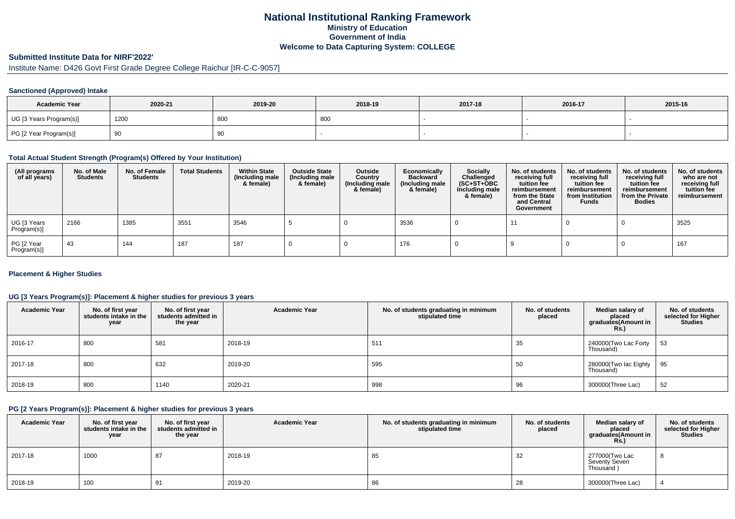# National Institutional Ranking Framework
## Ministry of Education
## Government of India
## Welcome to Data Capturing System: COLLEGE

**Submitted Institute Data for NIRF'2022'**

Institute Name: D426 Govt First Grade Degree College Raichur [IR-C-C-9057]

### Sanctioned (Approved) Intake

| Academic Year | 2020-21 | 2019-20 | 2018-19 | 2017-18 | 2016-17 | 2015-16 |
|---|---|---|---|---|---|---|
| UG [3 Years Program(s)] | 1200 | 800 | 800 | - | - | - |
| PG [2 Year Program(s)] | 90 | 90 | - | - | - | - |

### Total Actual Student Strength (Program(s) Offered by Your Institution)

| (All programs of all years) | No. of Male Students | No. of Female Students | Total Students | Within State (Including male & female) | Outside State (Including male & female) | Outside Country (Including male & female) | Economically Backward (Including male & female) | Socially Challenged (SC+ST+OBC Including male & female) | No. of students receiving full tuition fee reimbursement from the State and Central Government | No. of students receiving full tuition fee reimbursement from Institution Funds | No. of students receiving full tuition fee reimbursement from the Private Bodies | No. of students who are not receiving full tuition fee reimbursement |
|---|---|---|---|---|---|---|---|---|---|---|---|---|
| UG [3 Years Program(s)] | 2166 | 1385 | 3551 | 3546 | 5 | 0 | 3536 | 0 | 11 | 0 | 0 | 3525 |
| PG [2 Year Program(s)] | 43 | 144 | 187 | 187 | 0 | 0 | 176 | 0 | 9 | 0 | 0 | 167 |

### Placement & Higher Studies

### UG [3 Years Program(s)]: Placement & higher studies for previous 3 years

| Academic Year | No. of first year students intake in the year | No. of first year students admitted in the year | Academic Year | No. of students graduating in minimum stipulated time | No. of students placed | Median salary of placed graduates(Amount in Rs.) | No. of students selected for Higher Studies |
|---|---|---|---|---|---|---|---|
| 2016-17 | 800 | 581 | 2018-19 | 511 | 35 | 240000(Two Lac Forty Thousand) | 53 |
| 2017-18 | 800 | 632 | 2019-20 | 595 | 50 | 280000(Two lac Eighty Thousand) | 95 |
| 2018-19 | 800 | 1140 | 2020-21 | 998 | 96 | 300000(Three Lac) | 52 |

### PG [2 Years Program(s)]: Placement & higher studies for previous 3 years

| Academic Year | No. of first year students intake in the year | No. of first year students admitted in the year | Academic Year | No. of students graduating in minimum stipulated time | No. of students placed | Median salary of placed graduates(Amount in Rs.) | No. of students selected for Higher Studies |
|---|---|---|---|---|---|---|---|
| 2017-18 | 1000 | 87 | 2018-19 | 85 | 32 | 277000(Two Lac Seventy Seven Thousand ) | 8 |
| 2018-19 | 100 | 91 | 2019-20 | 86 | 28 | 300000(Three Lac) | 4 |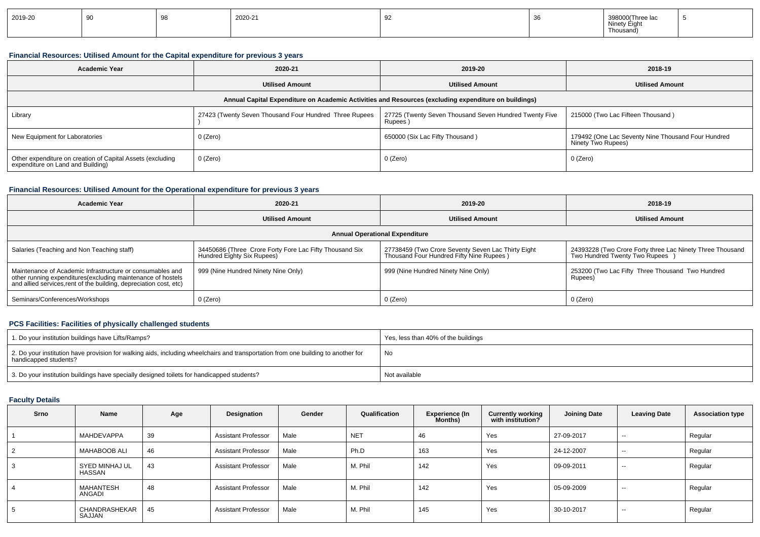| 2019-20 | 90 | 98 | 2020-21 | 92 | 36 | 398000(Three lac Ninety Eight Thousand) | 5 |
|---|---|---|---|---|---|---|---|

### Financial Resources: Utilised Amount for the Capital expenditure for previous 3 years

| Academic Year | 2020-21 | 2019-20 | 2018-19 |
|---|---|---|---|
| | Utilised Amount | Utilised Amount | Utilised Amount |
| Annual Capital Expenditure on Academic Activities and Resources (excluding expenditure on buildings) | | | |
| Library | 27423 (Twenty Seven Thousand Four Hundred Three Rupees ) | 27725 (Twenty Seven Thousand Seven Hundred Twenty Five Rupees ) | 215000 (Two Lac Fifteen Thousand ) |
| New Equipment for Laboratories | 0 (Zero) | 650000 (Six Lac Fifty Thousand ) | 179492 (One Lac Seventy Nine Thousand Four Hundred Ninety Two Rupees) |
| Other expenditure on creation of Capital Assets (excluding expenditure on Land and Building) | 0 (Zero) | 0 (Zero) | 0 (Zero) |

### Financial Resources: Utilised Amount for the Operational expenditure for previous 3 years

| Academic Year | 2020-21 | 2019-20 | 2018-19 |
|---|---|---|---|
| | Utilised Amount | Utilised Amount | Utilised Amount |
| Annual Operational Expenditure | | | |
| Salaries (Teaching and Non Teaching staff) | 34450686 (Three Crore Forty Fore Lac Fifty Thousand Six Hundred Eighty Six Rupees) | 27738459 (Two Crore Seventy Seven Lac Thirty Eight Thousand Four Hundred Fifty Nine Rupees ) | 24393228 (Two Crore Forty three Lac Ninety Three Thousand Two Hundred Twenty Two Rupees ) |
| Maintenance of Academic Infrastructure or consumables and other running expenditures(excluding maintenance of hostels and allied services,rent of the building, depreciation cost, etc) | 999 (Nine Hundred Ninety Nine Only) | 999 (Nine Hundred Ninety Nine Only) | 253200 (Two Lac Fifty Three Thousand Two Hundred Rupees) |
| Seminars/Conferences/Workshops | 0 (Zero) | 0 (Zero) | 0 (Zero) |

### PCS Facilities: Facilities of physically challenged students

| | |
|---|---|
| 1. Do your institution buildings have Lifts/Ramps? | Yes, less than 40% of the buildings |
| 2. Do your institution have provision for walking aids, including wheelchairs and transportation from one building to another for handicapped students? | No |
| 3. Do your institution buildings have specially designed toilets for handicapped students? | Not available |

### Faculty Details

| Srno | Name | Age | Designation | Gender | Qualification | Experience (In Months) | Currently working with institution? | Joining Date | Leaving Date | Association type |
|---|---|---|---|---|---|---|---|---|---|---|
| 1 | MAHDEVAPPA | 39 | Assistant Professor | Male | NET | 46 | Yes | 27-09-2017 | -- | Regular |
| 2 | MAHABOOB ALI | 46 | Assistant Professor | Male | Ph.D | 163 | Yes | 24-12-2007 | -- | Regular |
| 3 | SYED MINHAJ UL HASSAN | 43 | Assistant Professor | Male | M. Phil | 142 | Yes | 09-09-2011 | -- | Regular |
| 4 | MAHANTESH ANGADI | 48 | Assistant Professor | Male | M. Phil | 142 | Yes | 05-09-2009 | -- | Regular |
| 5 | CHANDRASHEKAR SAJJAN | 45 | Assistant Professor | Male | M. Phil | 145 | Yes | 30-10-2017 | -- | Regular |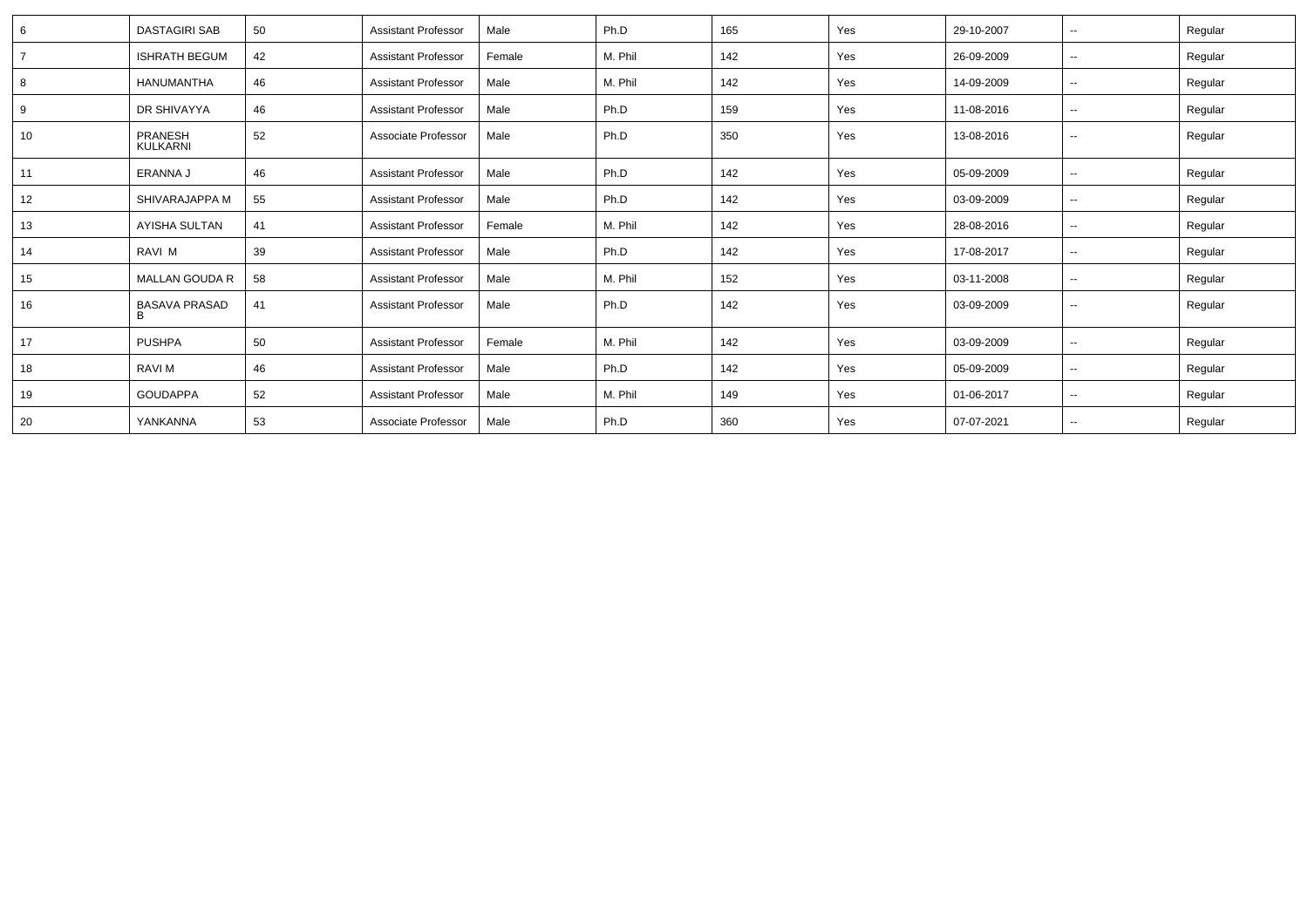| | | | | | | | | | | |
|---|---|---|---|---|---|---|---|---|---|---|
| 6 | DASTAGIRI SAB | 50 | Assistant Professor | Male | Ph.D | 165 | Yes | 29-10-2007 | -- | Regular |
| 7 | ISHRATH BEGUM | 42 | Assistant Professor | Female | M. Phil | 142 | Yes | 26-09-2009 | -- | Regular |
| 8 | HANUMANTHA | 46 | Assistant Professor | Male | M. Phil | 142 | Yes | 14-09-2009 | -- | Regular |
| 9 | DR SHIVAYYA | 46 | Assistant Professor | Male | Ph.D | 159 | Yes | 11-08-2016 | -- | Regular |
| 10 | PRANESH KULKARNI | 52 | Associate Professor | Male | Ph.D | 350 | Yes | 13-08-2016 | -- | Regular |
| 11 | ERANNA J | 46 | Assistant Professor | Male | Ph.D | 142 | Yes | 05-09-2009 | -- | Regular |
| 12 | SHIVARAJAPPA M | 55 | Assistant Professor | Male | Ph.D | 142 | Yes | 03-09-2009 | -- | Regular |
| 13 | AYISHA SULTAN | 41 | Assistant Professor | Female | M. Phil | 142 | Yes | 28-08-2016 | -- | Regular |
| 14 | RAVI M | 39 | Assistant Professor | Male | Ph.D | 142 | Yes | 17-08-2017 | -- | Regular |
| 15 | MALLAN GOUDA R | 58 | Assistant Professor | Male | M. Phil | 152 | Yes | 03-11-2008 | -- | Regular |
| 16 | BASAVA PRASAD B | 41 | Assistant Professor | Male | Ph.D | 142 | Yes | 03-09-2009 | -- | Regular |
| 17 | PUSHPA | 50 | Assistant Professor | Female | M. Phil | 142 | Yes | 03-09-2009 | -- | Regular |
| 18 | RAVI M | 46 | Assistant Professor | Male | Ph.D | 142 | Yes | 05-09-2009 | -- | Regular |
| 19 | GOUDAPPA | 52 | Assistant Professor | Male | M. Phil | 149 | Yes | 01-06-2017 | -- | Regular |
| 20 | YANKANNA | 53 | Associate Professor | Male | Ph.D | 360 | Yes | 07-07-2021 | -- | Regular |